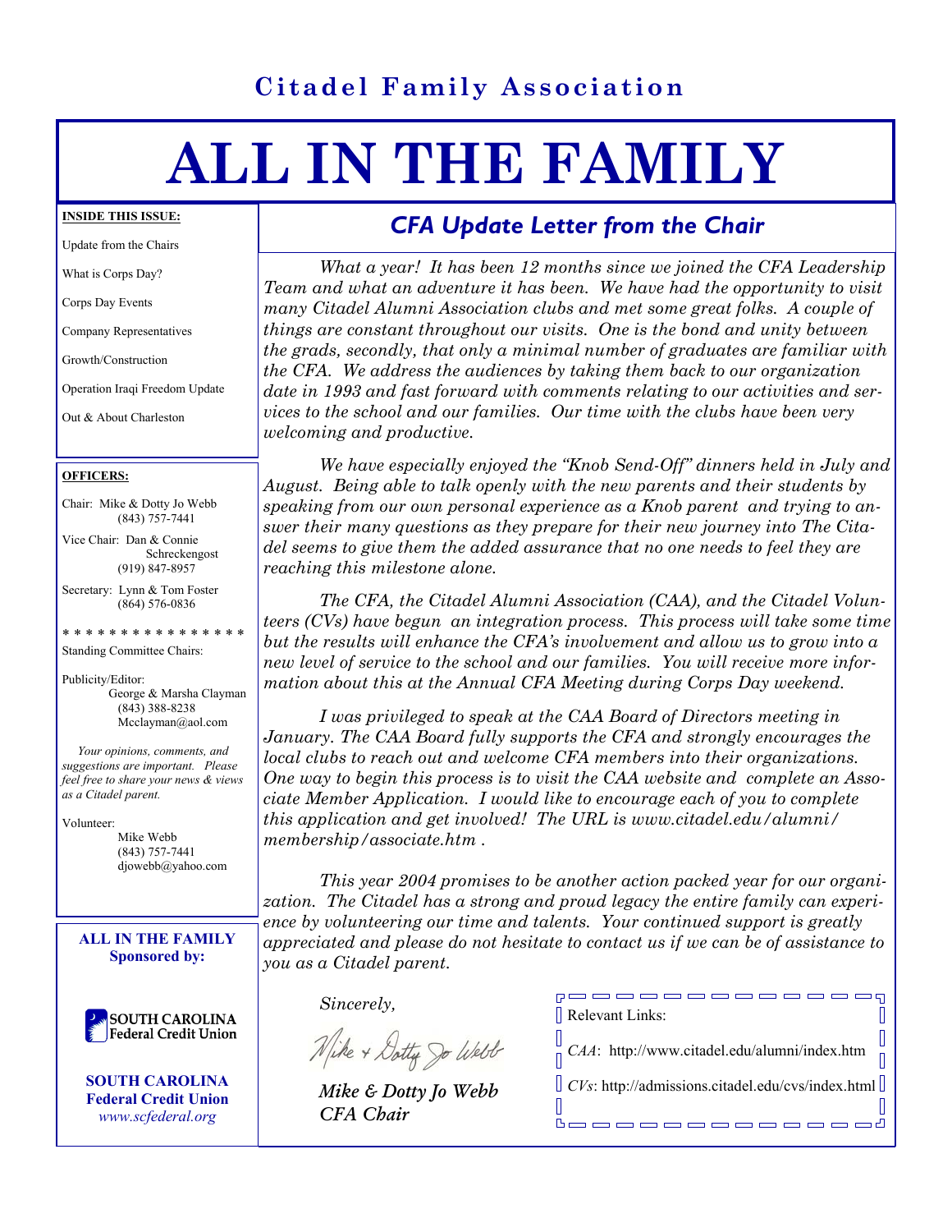**Citadel Family Association**

# ALL IN THE FAMILY

**INSIDE THIS ISSUE:**

- Update from the Chairs
- What is Corps Day?
- Corps Day Events
- Company Representatives
- Growth/Construction
- Operation Iraqi Freedom Update
- Out & About Charleston

**OFFICERS:**

Chair: Mike & Dotty Jo Webb
(843) 757-7441

Vice Chair: Dan & Connie Schreckengost
(919) 847-8957

Secretary: Lynn & Tom Foster
(864) 576-0836

* * * * * * * * * * * * * * * *

Standing Committee Chairs:

Publicity/Editor:
George & Marsha Clayman
(843) 388-8238
Mcclayman@aol.com

*Your opinions, comments, and suggestions are important. Please feel free to share your news & views as a Citadel parent.*

Volunteer:
Mike Webb
(843) 757-7441
djowebb@yahoo.com

**ALL IN THE FAMILY Sponsored by:**

SOUTH CAROLINA Federal Credit Union

**SOUTH CAROLINA Federal Credit Union**
*www.scfederal.org*

## *CFA Update Letter from the Chair*

*What a year! It has been 12 months since we joined the CFA Leadership Team and what an adventure it has been. We have had the opportunity to visit many Citadel Alumni Association clubs and met some great folks. A couple of things are constant throughout our visits. One is the bond and unity between the grads, secondly, that only a minimal number of graduates are familiar with the CFA. We address the audiences by taking them back to our organization date in 1993 and fast forward with comments relating to our activities and services to the school and our families. Our time with the clubs have been very welcoming and productive.*

*We have especially enjoyed the "Knob Send-Off" dinners held in July and August. Being able to talk openly with the new parents and their students by speaking from our own personal experience as a Knob parent and trying to answer their many questions as they prepare for their new journey into The Citadel seems to give them the added assurance that no one needs to feel they are reaching this milestone alone.*

*The CFA, the Citadel Alumni Association (CAA), and the Citadel Volunteers (CVs) have begun an integration process. This process will take some time but the results will enhance the CFA's involvement and allow us to grow into a new level of service to the school and our families. You will receive more information about this at the Annual CFA Meeting during Corps Day weekend.*

*I was privileged to speak at the CAA Board of Directors meeting in January. The CAA Board fully supports the CFA and strongly encourages the local clubs to reach out and welcome CFA members into their organizations. One way to begin this process is to visit the CAA website and complete an Associate Member Application. I would like to encourage each of you to complete this application and get involved! The URL is www.citadel.edu/alumni/membership/associate.htm .*

*This year 2004 promises to be another action packed year for our organization. The Citadel has a strong and proud legacy the entire family can experience by volunteering our time and talents. Your continued support is greatly appreciated and please do not hesitate to contact us if we can be of assistance to you as a Citadel parent.*

*Sincerely,*

*Mike + Dotty Jo Webb*

***Mike & Dotty Jo Webb***
***CFA Chair***

Relevant Links:

*CAA*: http://www.citadel.edu/alumni/index.htm

*CVs*: http://admissions.citadel.edu/cvs/index.html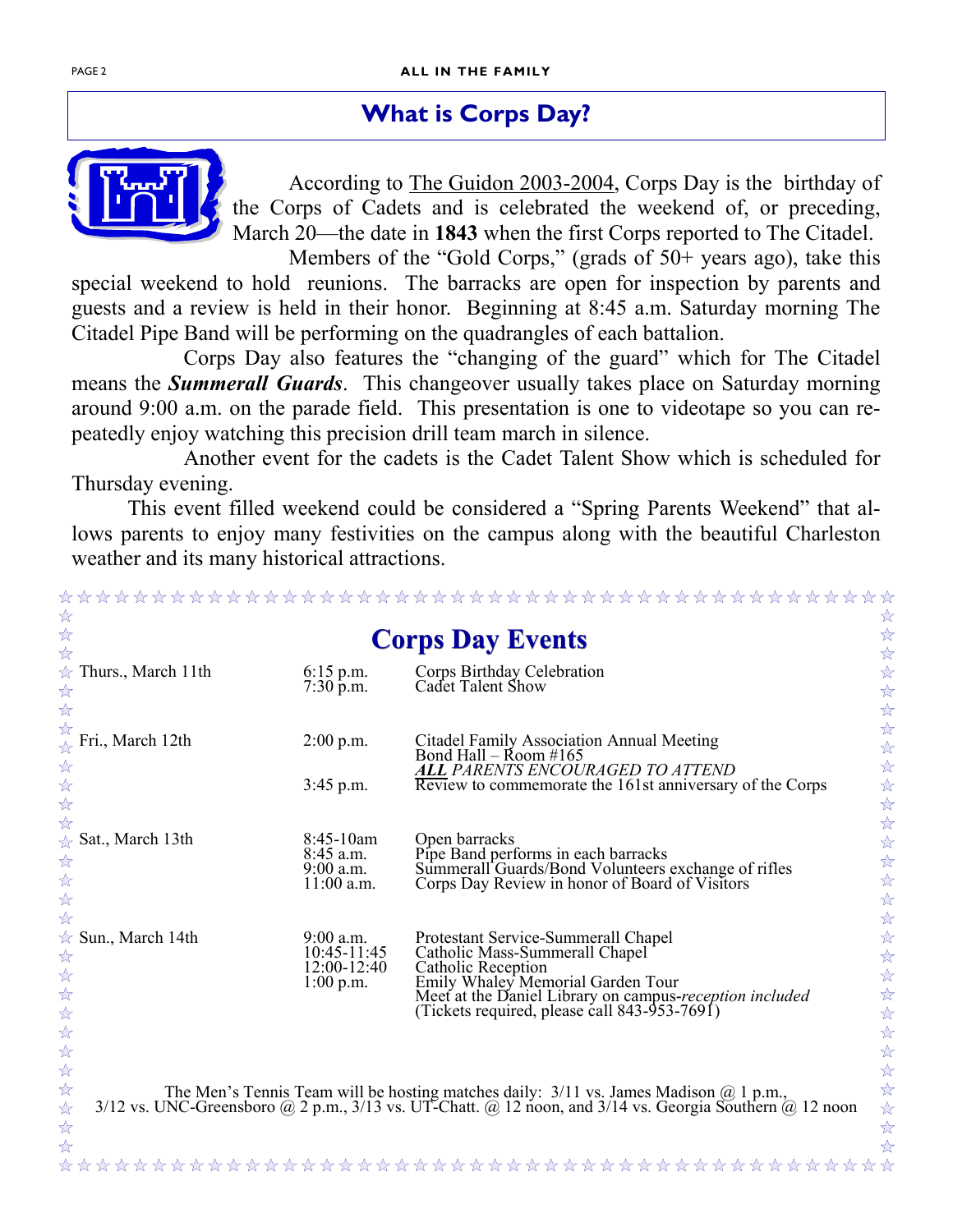## What is Corps Day?

According to The Guidon 2003-2004, Corps Day is the birthday of the Corps of Cadets and is celebrated the weekend of, or preceding, March 20—the date in **1843** when the first Corps reported to The Citadel.

Members of the "Gold Corps," (grads of 50+ years ago), take this special weekend to hold reunions. The barracks are open for inspection by parents and guests and a review is held in their honor. Beginning at 8:45 a.m. Saturday morning The Citadel Pipe Band will be performing on the quadrangles of each battalion.

Corps Day also features the "changing of the guard" which for The Citadel means the ***Summerall Guards***. This changeover usually takes place on Saturday morning around 9:00 a.m. on the parade field. This presentation is one to videotape so you can repeatedly enjoy watching this precision drill team march in silence.

Another event for the cadets is the Cadet Talent Show which is scheduled for Thursday evening.

This event filled weekend could be considered a "Spring Parents Weekend" that allows parents to enjoy many festivities on the campus along with the beautiful Charleston weather and its many historical attractions.

## Corps Day Events

| Day | Time | Event |
|---|---|---|
| Thurs., March 11th | 6:15 p.m. | Corps Birthday Celebration |
| | 7:30 p.m. | Cadet Talent Show |
| Fri., March 12th | 2:00 p.m. | Citadel Family Association Annual Meeting<br>Bond Hall – Room #165<br>***ALL*** *PARENTS ENCOURAGED TO ATTEND* |
| | 3:45 p.m. | Review to commemorate the 161st anniversary of the Corps |
| Sat., March 13th | 8:45-10am | Open barracks |
| | 8:45 a.m. | Pipe Band performs in each barracks |
| | 9:00 a.m. | Summerall Guards/Bond Volunteers exchange of rifles |
| | 11:00 a.m. | Corps Day Review in honor of Board of Visitors |
| Sun., March 14th | 9:00 a.m. | Protestant Service-Summerall Chapel |
| | 10:45-11:45 | Catholic Mass-Summerall Chapel |
| | 12:00-12:40 | Catholic Reception |
| | 1:00 p.m. | Emily Whaley Memorial Garden Tour<br>Meet at the Daniel Library on campus-*reception included*<br>(Tickets required, please call 843-953-7691) |

The Men's Tennis Team will be hosting matches daily: 3/11 vs. James Madison @ 1 p.m., 3/12 vs. UNC-Greensboro @ 2 p.m., 3/13 vs. UT-Chatt. @ 12 noon, and 3/14 vs. Georgia Southern @ 12 noon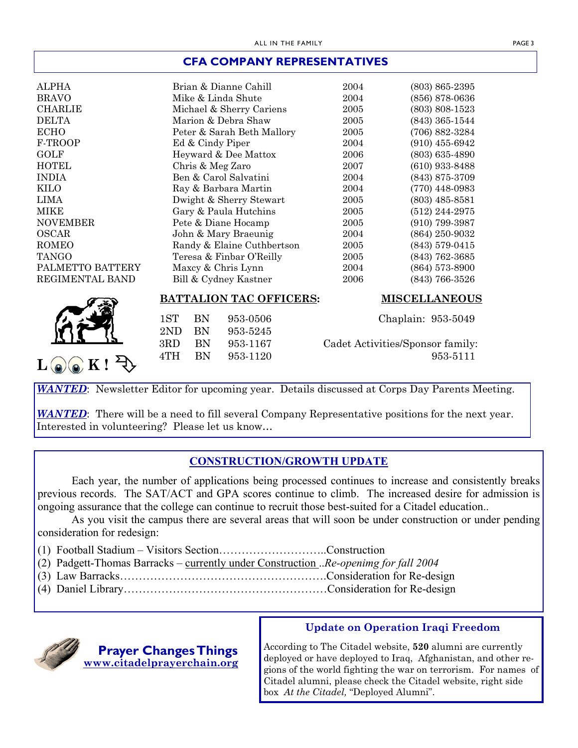## CFA COMPANY REPRESENTATIVES

| | | | |
|---|---|---|---|
| ALPHA | Brian & Dianne Cahill | 2004 | (803) 865-2395 |
| BRAVO | Mike & Linda Shute | 2004 | (856) 878-0636 |
| CHARLIE | Michael & Sherry Cariens | 2005 | (803) 808-1523 |
| DELTA | Marion & Debra Shaw | 2005 | (843) 365-1544 |
| ECHO | Peter & Sarah Beth Mallory | 2005 | (706) 882-3284 |
| F-TROOP | Ed & Cindy Piper | 2004 | (910) 455-6942 |
| GOLF | Heyward & Dee Mattox | 2006 | (803) 635-4890 |
| HOTEL | Chris & Meg Zaro | 2007 | (610) 933-8488 |
| INDIA | Ben & Carol Salvatini | 2004 | (843) 875-3709 |
| KILO | Ray & Barbara Martin | 2004 | (770) 448-0983 |
| LIMA | Dwight & Sherry Stewart | 2005 | (803) 485-8581 |
| MIKE | Gary & Paula Hutchins | 2005 | (512) 244-2975 |
| NOVEMBER | Pete & Diane Hocamp | 2005 | (910) 799-3987 |
| OSCAR | John & Mary Braeunig | 2004 | (864) 250-9032 |
| ROMEO | Randy & Elaine Cuthbertson | 2005 | (843) 579-0415 |
| TANGO | Teresa & Finbar O'Reilly | 2005 | (843) 762-3685 |
| PALMETTO BATTERY | Maxcy & Chris Lynn | 2004 | (864) 573-8900 |
| REGIMENTAL BAND | Bill & Cydney Kastner | 2006 | (843) 766-3526 |

L👁👁K!

**BATTALION TAC OFFICERS:**

| | | |
|---|---|---|
| 1ST | BN | 953-0506 |
| 2ND | BN | 953-5245 |
| 3RD | BN | 953-1167 |
| 4TH | BN | 953-1120 |

**MISCELLANEOUS**

Chaplain: 953-5049

Cadet Activities/Sponsor family: 953-5111

***WANTED***: Newsletter Editor for upcoming year. Details discussed at Corps Day Parents Meeting.

***WANTED***: There will be a need to fill several Company Representative positions for the next year. Interested in volunteering? Please let us know…

### CONSTRUCTION/GROWTH UPDATE

Each year, the number of applications being processed continues to increase and consistently breaks previous records. The SAT/ACT and GPA scores continue to climb. The increased desire for admission is ongoing assurance that the college can continue to recruit those best-suited for a Citadel education..

As you visit the campus there are several areas that will soon be under construction or under pending consideration for redesign:

(1) Football Stadium – Visitors Section………………………..Construction
(2) Padgett-Thomas Barracks – currently under Construction ..*Re-openimg for fall 2004*
(3) Law Barracks……………………………………………….Consideration for Re-design
(4) Daniel Library………………………………………………Consideration for Re-design

**Prayer Changes Things**
**www.citadelprayerchain.org**

### Update on Operation Iraqi Freedom

According to The Citadel website, **520** alumni are currently deployed or have deployed to Iraq, Afghanistan, and other regions of the world fighting the war on terrorism. For names of Citadel alumni, please check the Citadel website, right side box *At the Citadel,* "Deployed Alumni".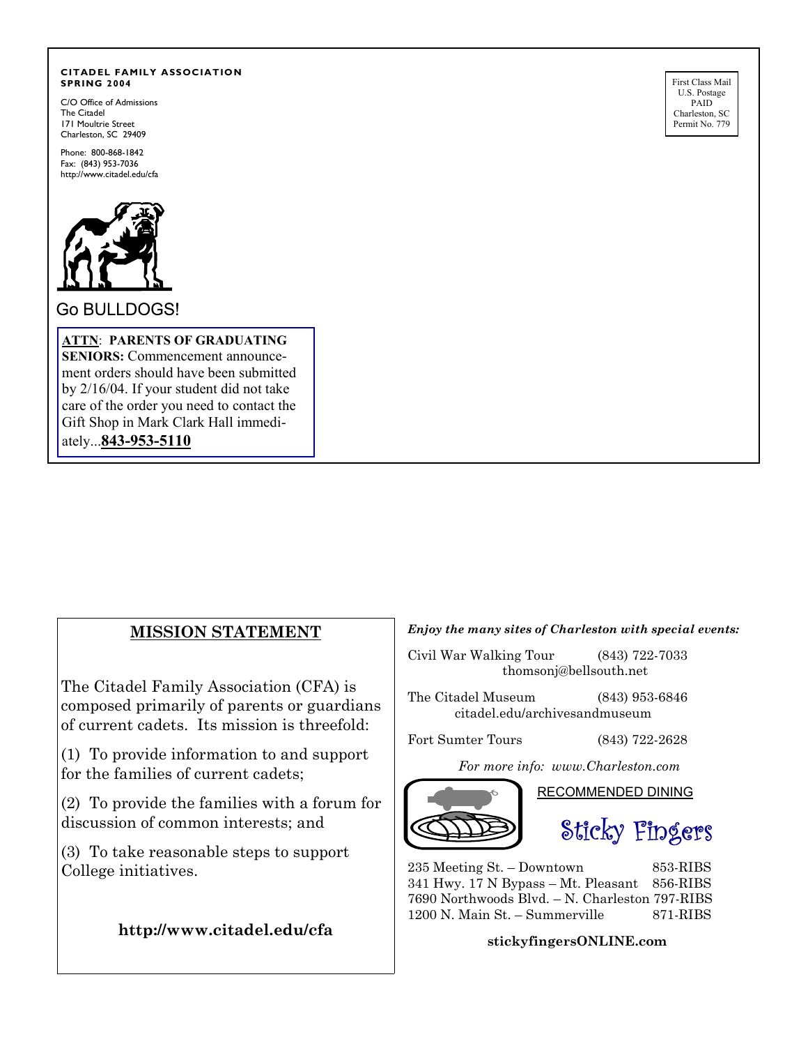**CITADEL FAMILY ASSOCIATION**
**SPRING 2004**

C/O Office of Admissions
The Citadel
171 Moultrie Street
Charleston, SC 29409

Phone: 800-868-1842
Fax: (843) 953-7036
http://www.citadel.edu/cfa

First Class Mail
U.S. Postage
PAID
Charleston, SC
Permit No. 779

Go BULLDOGS!

**ATTN**: **PARENTS OF GRADUATING SENIORS:** Commencement announcement orders should have been submitted by 2/16/04. If your student did not take care of the order you need to contact the Gift Shop in Mark Clark Hall immediately...**843-953-5110**

## MISSION STATEMENT

The Citadel Family Association (CFA) is composed primarily of parents or guardians of current cadets. Its mission is threefold:

(1) To provide information to and support for the families of current cadets;

(2) To provide the families with a forum for discussion of common interests; and

(3) To take reasonable steps to support College initiatives.

**http://www.citadel.edu/cfa**

***Enjoy the many sites of Charleston with special events:***

Civil War Walking Tour (843) 722-7033
thomsonj@bellsouth.net

The Citadel Museum (843) 953-6846
citadel.edu/archivesandmuseum

Fort Sumter Tours (843) 722-2628

*For more info: www.Charleston.com*

RECOMMENDED DINING

Sticky Fingers

235 Meeting St. – Downtown 853-RIBS
341 Hwy. 17 N Bypass – Mt. Pleasant 856-RIBS
7690 Northwoods Blvd. – N. Charleston 797-RIBS
1200 N. Main St. – Summerville 871-RIBS

**stickyfingersONLINE.com**